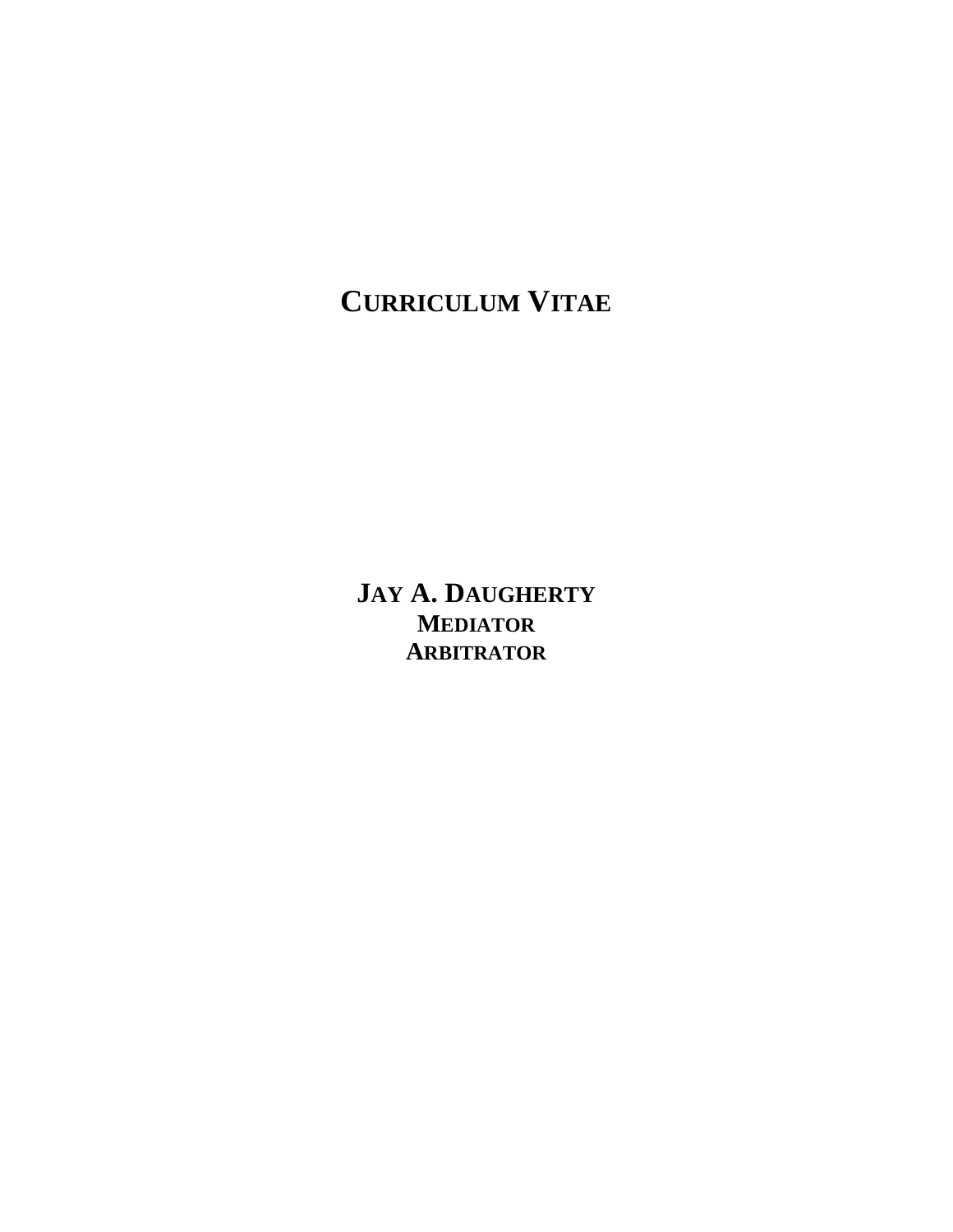# CURRICULUM VITAE

## JAY A. DAUGHERTY

**MEDIATOR**

**ARBITRATOR**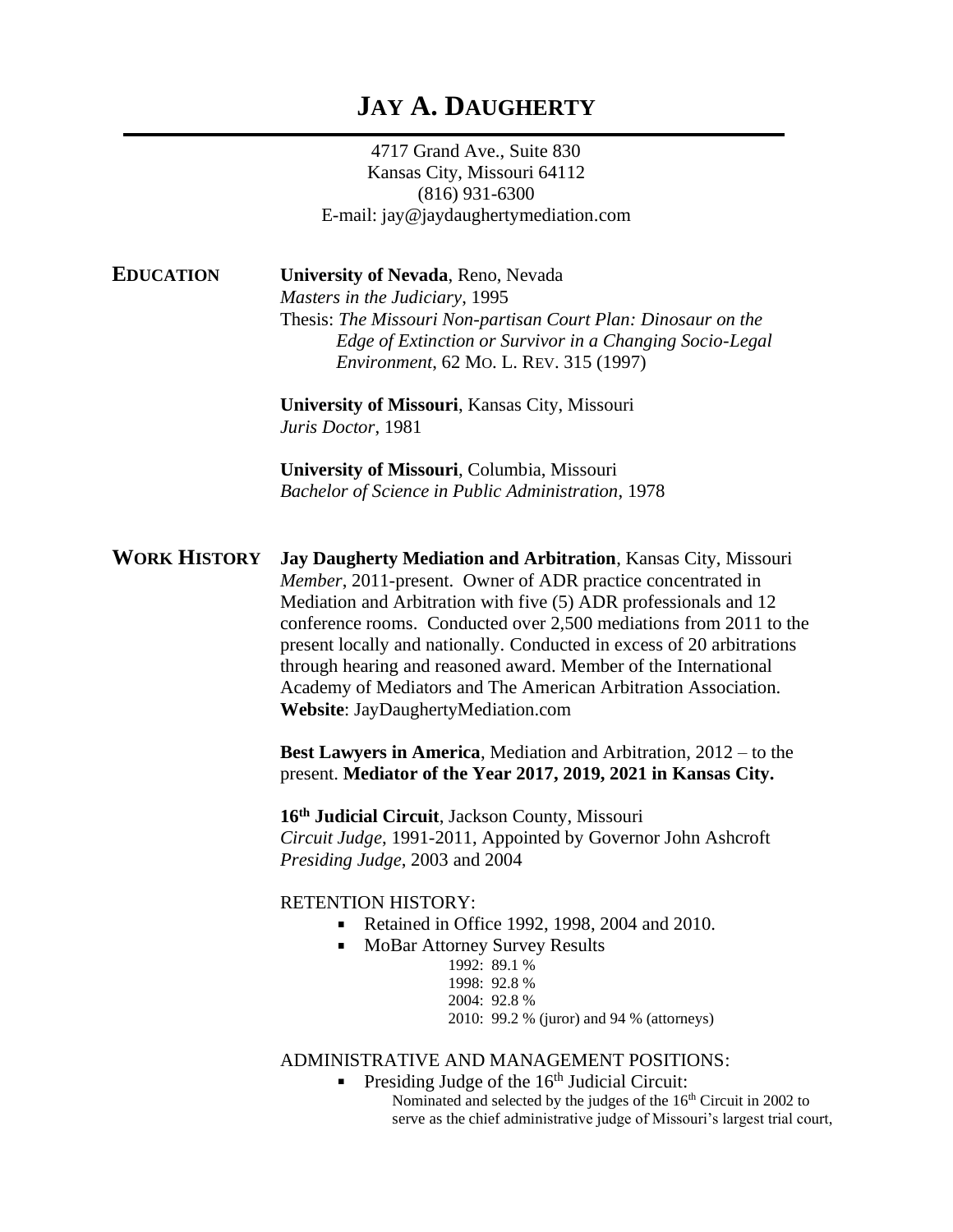# JAY A. DAUGHERTY

4717 Grand Ave., Suite 830
Kansas City, Missouri 64112
(816) 931-6300
E-mail: jay@jaydaughertymediation.com

## EDUCATION

**University of Nevada**, Reno, Nevada
*Masters in the Judiciary*, 1995
Thesis: *The Missouri Non-partisan Court Plan: Dinosaur on the Edge of Extinction or Survivor in a Changing Socio-Legal Environment*, 62 MO. L. REV. 315 (1997)

**University of Missouri**, Kansas City, Missouri
*Juris Doctor*, 1981

**University of Missouri**, Columbia, Missouri
*Bachelor of Science in Public Administration*, 1978

## WORK HISTORY

**Jay Daugherty Mediation and Arbitration**, Kansas City, Missouri
*Member*, 2011-present. Owner of ADR practice concentrated in Mediation and Arbitration with five (5) ADR professionals and 12 conference rooms. Conducted over 2,500 mediations from 2011 to the present locally and nationally. Conducted in excess of 20 arbitrations through hearing and reasoned award. Member of the International Academy of Mediators and The American Arbitration Association.
**Website**: JayDaughertyMediation.com

**Best Lawyers in America**, Mediation and Arbitration, 2012 – to the present. **Mediator of the Year 2017, 2019, 2021 in Kansas City.**

**16th Judicial Circuit**, Jackson County, Missouri
*Circuit Judge*, 1991-2011, Appointed by Governor John Ashcroft
*Presiding Judge*, 2003 and 2004

RETENTION HISTORY:

- Retained in Office 1992, 1998, 2004 and 2010.
- MoBar Attorney Survey Results
  - 1992: 89.1 %
  - 1998: 92.8 %
  - 2004: 92.8 %
  - 2010: 99.2 % (juror) and 94 % (attorneys)

ADMINISTRATIVE AND MANAGEMENT POSITIONS:

- Presiding Judge of the 16th Judicial Circuit:
  Nominated and selected by the judges of the 16th Circuit in 2002 to serve as the chief administrative judge of Missouri's largest trial court,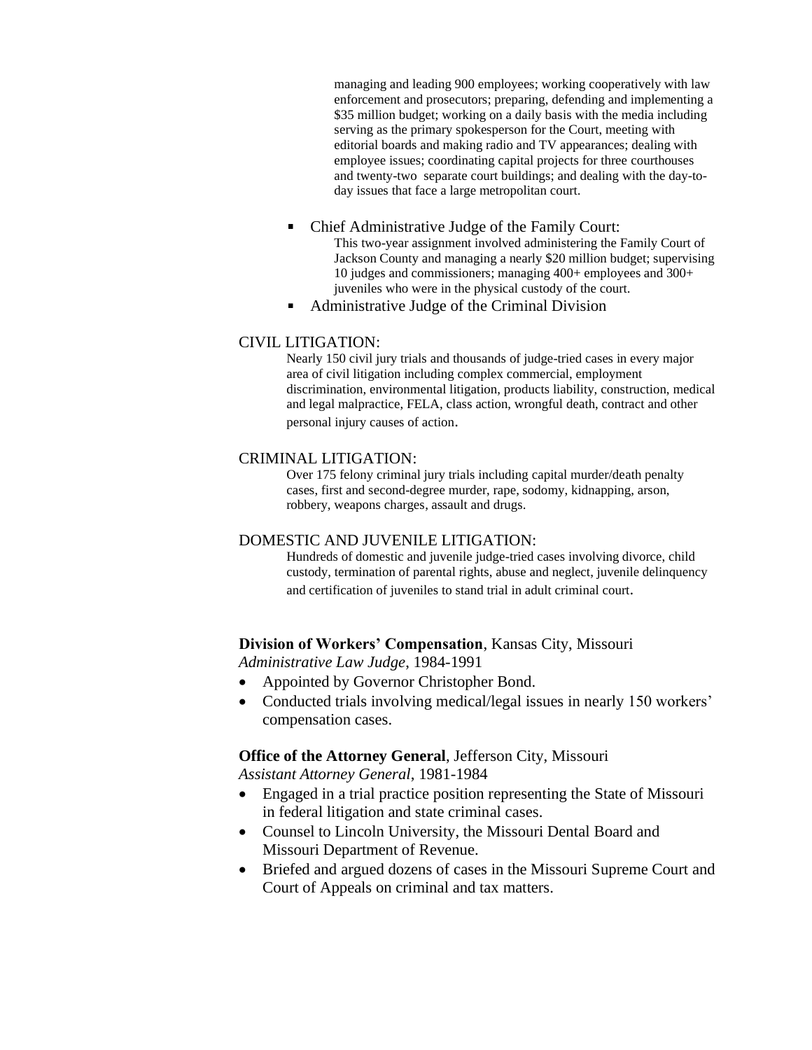managing and leading 900 employees; working cooperatively with law enforcement and prosecutors; preparing, defending and implementing a $35 million budget; working on a daily basis with the media including serving as the primary spokesperson for the Court, meeting with editorial boards and making radio and TV appearances; dealing with employee issues; coordinating capital projects for three courthouses and twenty-two separate court buildings; and dealing with the day-to-day issues that face a large metropolitan court.

- Chief Administrative Judge of the Family Court:
  This two-year assignment involved administering the Family Court of Jackson County and managing a nearly $20 million budget; supervising 10 judges and commissioners; managing 400+ employees and 300+ juveniles who were in the physical custody of the court.
- Administrative Judge of the Criminal Division

CIVIL LITIGATION:

Nearly 150 civil jury trials and thousands of judge-tried cases in every major area of civil litigation including complex commercial, employment discrimination, environmental litigation, products liability, construction, medical and legal malpractice, FELA, class action, wrongful death, contract and other personal injury causes of action.

CRIMINAL LITIGATION:

Over 175 felony criminal jury trials including capital murder/death penalty cases, first and second-degree murder, rape, sodomy, kidnapping, arson, robbery, weapons charges, assault and drugs.

DOMESTIC AND JUVENILE LITIGATION:

Hundreds of domestic and juvenile judge-tried cases involving divorce, child custody, termination of parental rights, abuse and neglect, juvenile delinquency and certification of juveniles to stand trial in adult criminal court.

**Division of Workers' Compensation**, Kansas City, Missouri
*Administrative Law Judge*, 1984-1991

- Appointed by Governor Christopher Bond.
- Conducted trials involving medical/legal issues in nearly 150 workers' compensation cases.

**Office of the Attorney General**, Jefferson City, Missouri
*Assistant Attorney General*, 1981-1984

- Engaged in a trial practice position representing the State of Missouri in federal litigation and state criminal cases.
- Counsel to Lincoln University, the Missouri Dental Board and Missouri Department of Revenue.
- Briefed and argued dozens of cases in the Missouri Supreme Court and Court of Appeals on criminal and tax matters.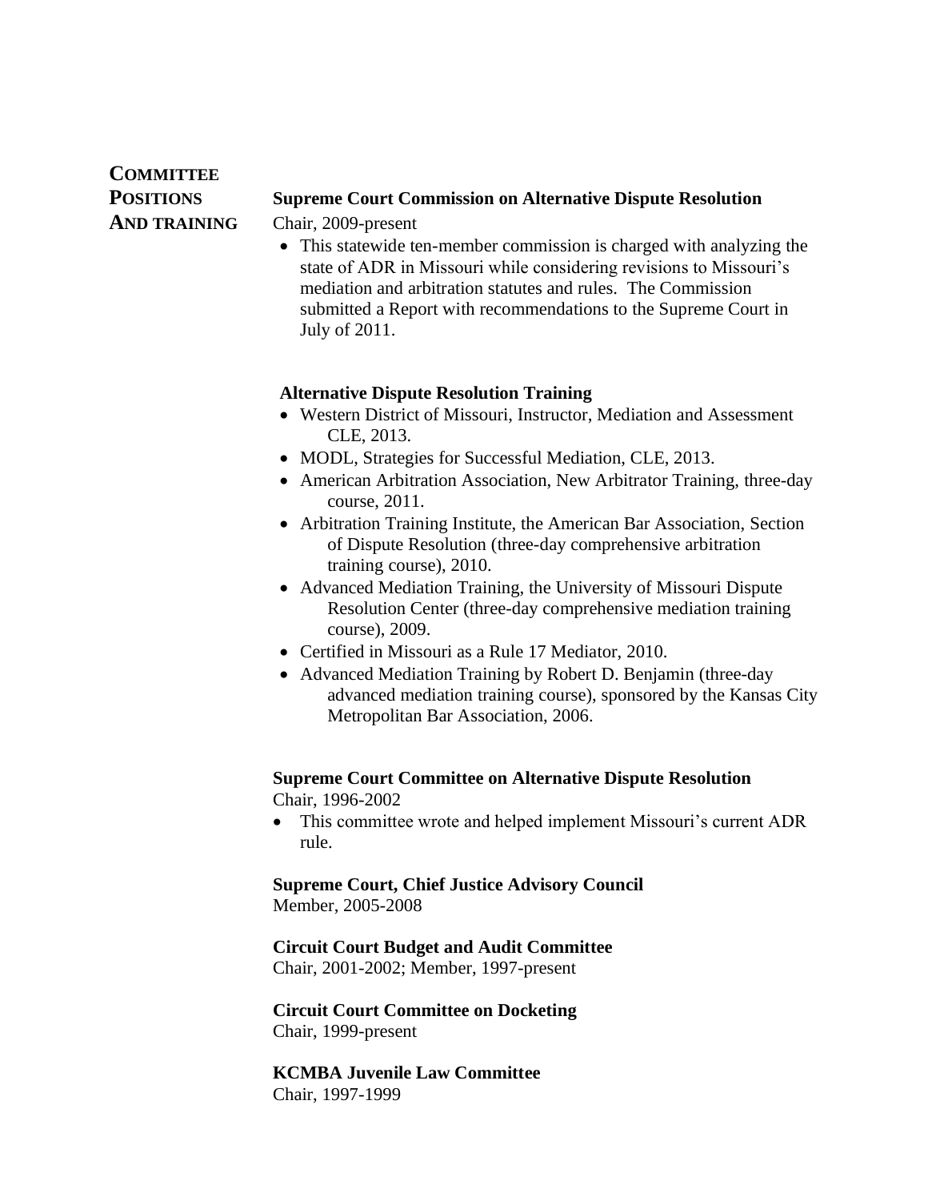## Committee Positions and Training

**Supreme Court Commission on Alternative Dispute Resolution**
Chair, 2009-present

- This statewide ten-member commission is charged with analyzing the state of ADR in Missouri while considering revisions to Missouri's mediation and arbitration statutes and rules. The Commission submitted a Report with recommendations to the Supreme Court in July of 2011.

**Alternative Dispute Resolution Training**

- Western District of Missouri, Instructor, Mediation and Assessment CLE, 2013.
- MODL, Strategies for Successful Mediation, CLE, 2013.
- American Arbitration Association, New Arbitrator Training, three-day course, 2011.
- Arbitration Training Institute, the American Bar Association, Section of Dispute Resolution (three-day comprehensive arbitration training course), 2010.
- Advanced Mediation Training, the University of Missouri Dispute Resolution Center (three-day comprehensive mediation training course), 2009.
- Certified in Missouri as a Rule 17 Mediator, 2010.
- Advanced Mediation Training by Robert D. Benjamin (three-day advanced mediation training course), sponsored by the Kansas City Metropolitan Bar Association, 2006.

**Supreme Court Committee on Alternative Dispute Resolution**
Chair, 1996-2002

- This committee wrote and helped implement Missouri's current ADR rule.

**Supreme Court, Chief Justice Advisory Council**
Member, 2005-2008

**Circuit Court Budget and Audit Committee**
Chair, 2001-2002; Member, 1997-present

**Circuit Court Committee on Docketing**
Chair, 1999-present

**KCMBA Juvenile Law Committee**
Chair, 1997-1999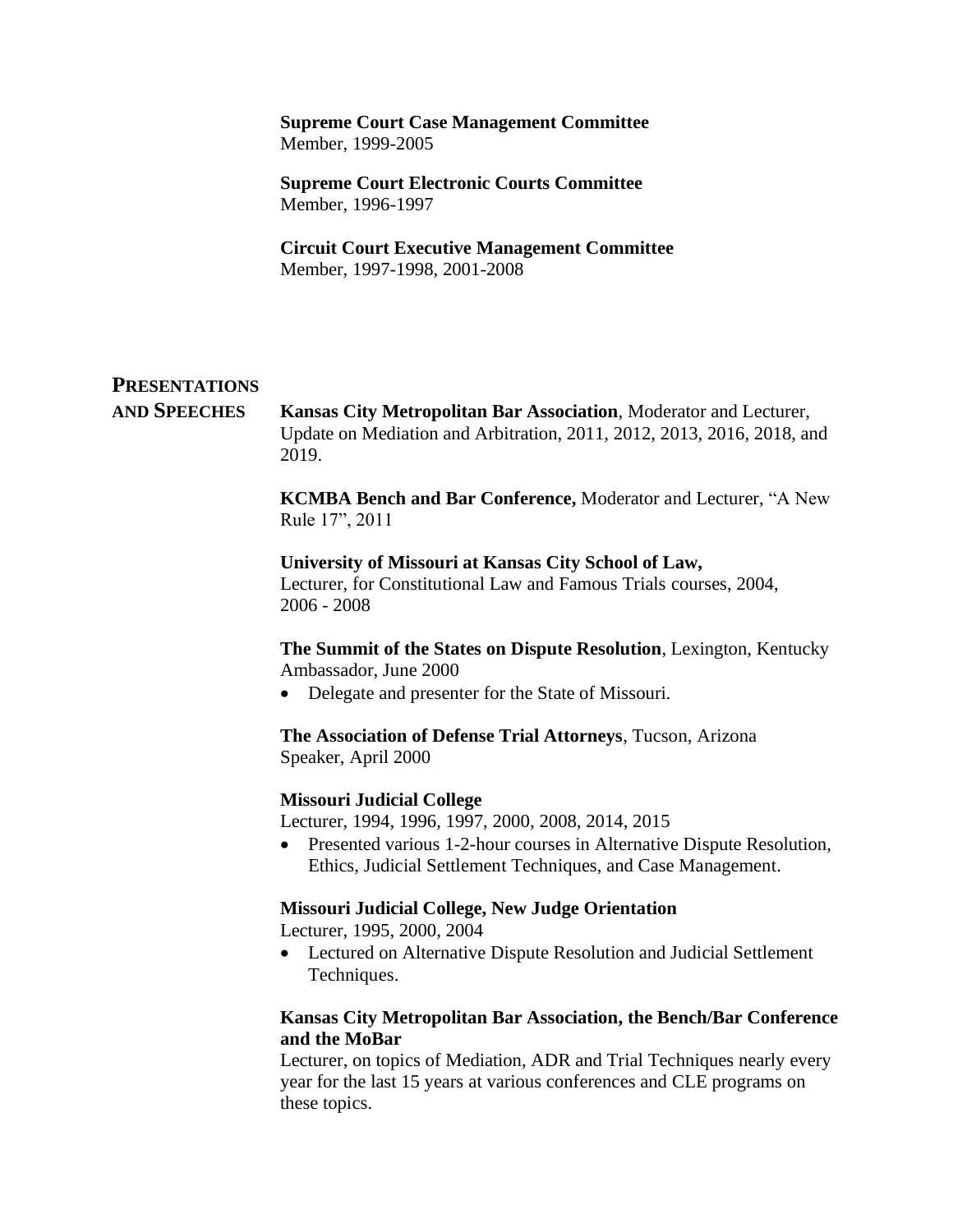**Supreme Court Case Management Committee**
Member, 1999-2005

**Supreme Court Electronic Courts Committee**
Member, 1996-1997

**Circuit Court Executive Management Committee**
Member, 1997-1998, 2001-2008

## PRESENTATIONS AND SPEECHES

**Kansas City Metropolitan Bar Association**, Moderator and Lecturer, Update on Mediation and Arbitration, 2011, 2012, 2013, 2016, 2018, and 2019.

**KCMBA Bench and Bar Conference,** Moderator and Lecturer, "A New Rule 17", 2011

**University of Missouri at Kansas City School of Law,**
Lecturer, for Constitutional Law and Famous Trials courses, 2004, 2006 - 2008

**The Summit of the States on Dispute Resolution**, Lexington, Kentucky
Ambassador, June 2000

- Delegate and presenter for the State of Missouri.

**The Association of Defense Trial Attorneys**, Tucson, Arizona
Speaker, April 2000

**Missouri Judicial College**
Lecturer, 1994, 1996, 1997, 2000, 2008, 2014, 2015

- Presented various 1-2-hour courses in Alternative Dispute Resolution, Ethics, Judicial Settlement Techniques, and Case Management.

**Missouri Judicial College, New Judge Orientation**
Lecturer, 1995, 2000, 2004

- Lectured on Alternative Dispute Resolution and Judicial Settlement Techniques.

**Kansas City Metropolitan Bar Association, the Bench/Bar Conference and the MoBar**
Lecturer, on topics of Mediation, ADR and Trial Techniques nearly every year for the last 15 years at various conferences and CLE programs on these topics.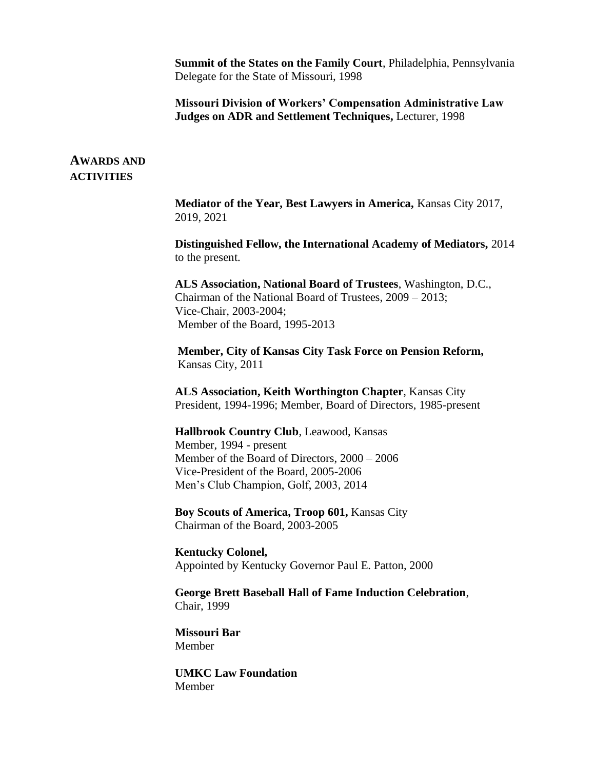**Summit of the States on the Family Court**, Philadelphia, Pennsylvania
Delegate for the State of Missouri, 1998

**Missouri Division of Workers' Compensation Administrative Law Judges on ADR and Settlement Techniques,** Lecturer, 1998

## AWARDS AND ACTIVITIES

**Mediator of the Year, Best Lawyers in America,** Kansas City 2017, 2019, 2021

**Distinguished Fellow, the International Academy of Mediators,** 2014 to the present.

**ALS Association, National Board of Trustees**, Washington, D.C.,
Chairman of the National Board of Trustees, 2009 – 2013;
Vice-Chair, 2003-2004;
Member of the Board, 1995-2013

**Member, City of Kansas City Task Force on Pension Reform,**
Kansas City, 2011

**ALS Association, Keith Worthington Chapter**, Kansas City
President, 1994-1996; Member, Board of Directors, 1985-present

**Hallbrook Country Club**, Leawood, Kansas
Member, 1994 - present
Member of the Board of Directors, 2000 – 2006
Vice-President of the Board, 2005-2006
Men's Club Champion, Golf, 2003, 2014

**Boy Scouts of America, Troop 601,** Kansas City
Chairman of the Board, 2003-2005

**Kentucky Colonel,**
Appointed by Kentucky Governor Paul E. Patton, 2000

**George Brett Baseball Hall of Fame Induction Celebration**,
Chair, 1999

**Missouri Bar**
Member

**UMKC Law Foundation**
Member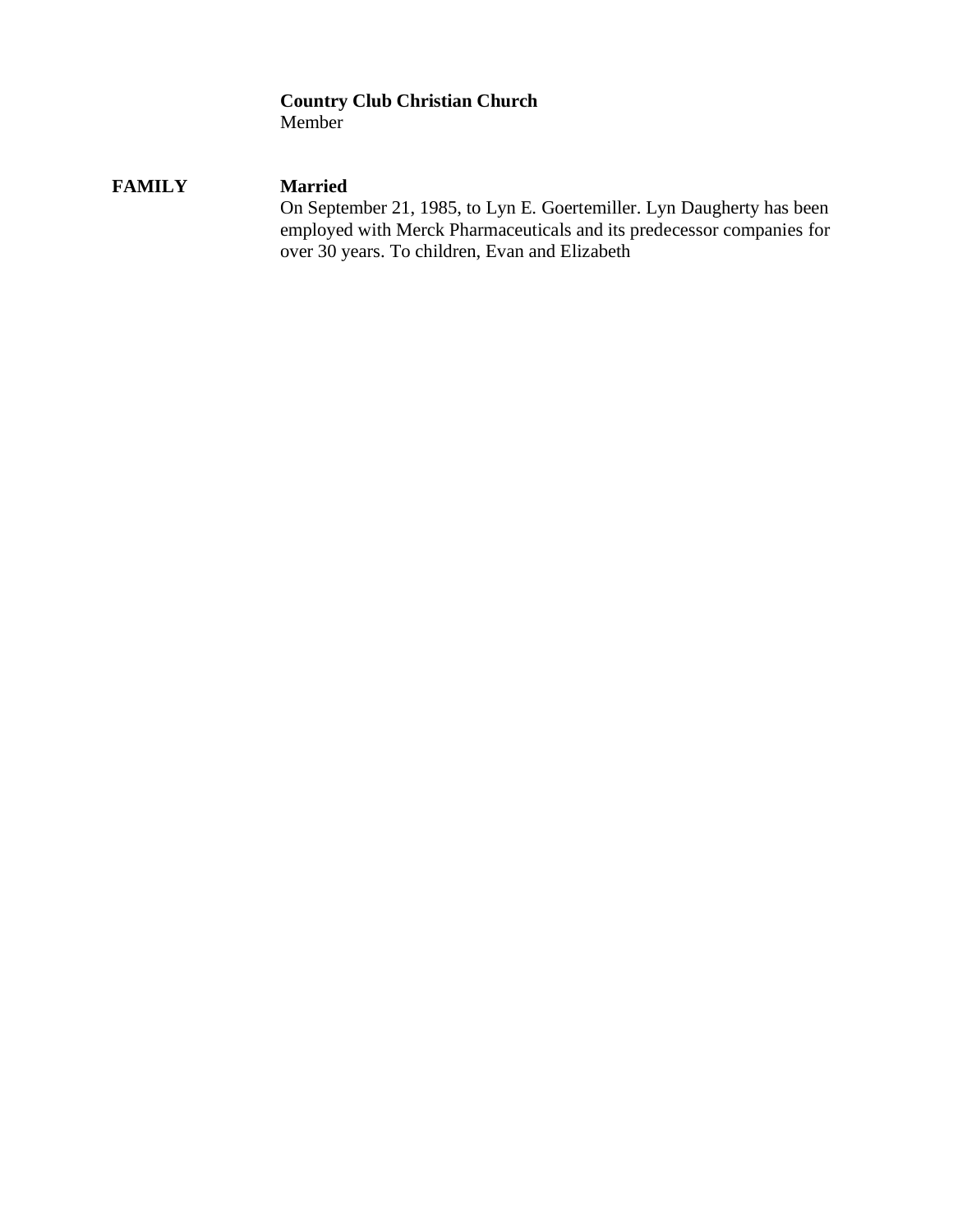**Country Club Christian Church**
Member

**FAMILY**

**Married**
On September 21, 1985, to Lyn E. Goertemiller. Lyn Daugherty has been employed with Merck Pharmaceuticals and its predecessor companies for over 30 years. To children, Evan and Elizabeth